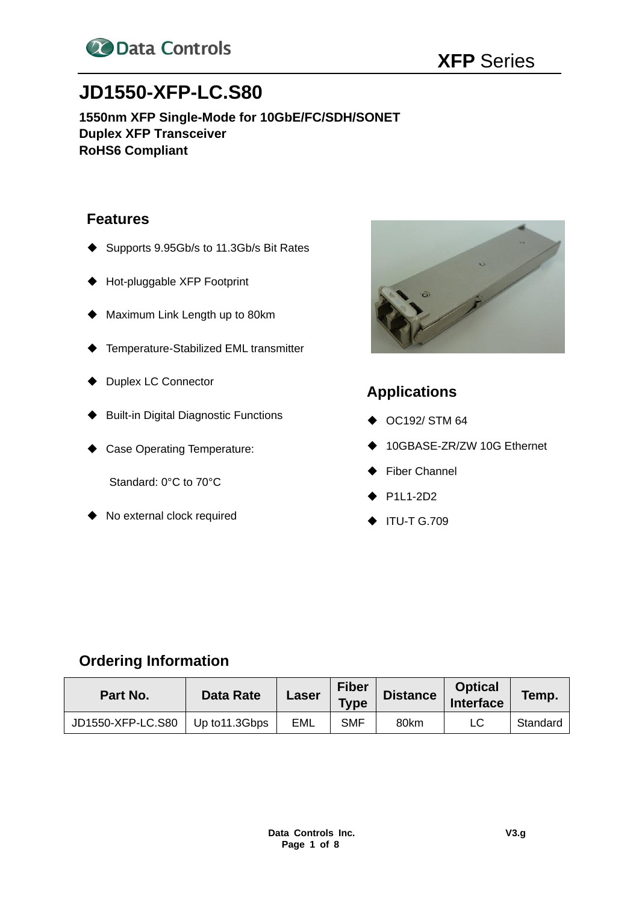# JD1550-XFP-LC.S80

**1550nm XFP Single-Mode for 10GbE/FC/SDH/SONET**
**Duplex XFP Transceiver**
**RoHS6 Compliant**

## Features

- Supports 9.95Gb/s to 11.3Gb/s Bit Rates
- Hot-pluggable XFP Footprint
- Maximum Link Length up to 80km
- Temperature-Stabilized EML transmitter
- Duplex LC Connector
- Built-in Digital Diagnostic Functions
- Case Operating Temperature:

  Standard: 0°C to 70°C
- No external clock required

## Applications

- OC192/ STM 64
- 10GBASE-ZR/ZW 10G Ethernet
- Fiber Channel
- P1L1-2D2
- ITU-T G.709

## Ordering Information

| Part No. | Data Rate | Laser | Fiber Type | Distance | Optical Interface | Temp. |
|---|---|---|---|---|---|---|
| JD1550-XFP-LC.S80 | Up to11.3Gbps | EML | SMF | 80km | LC | Standard |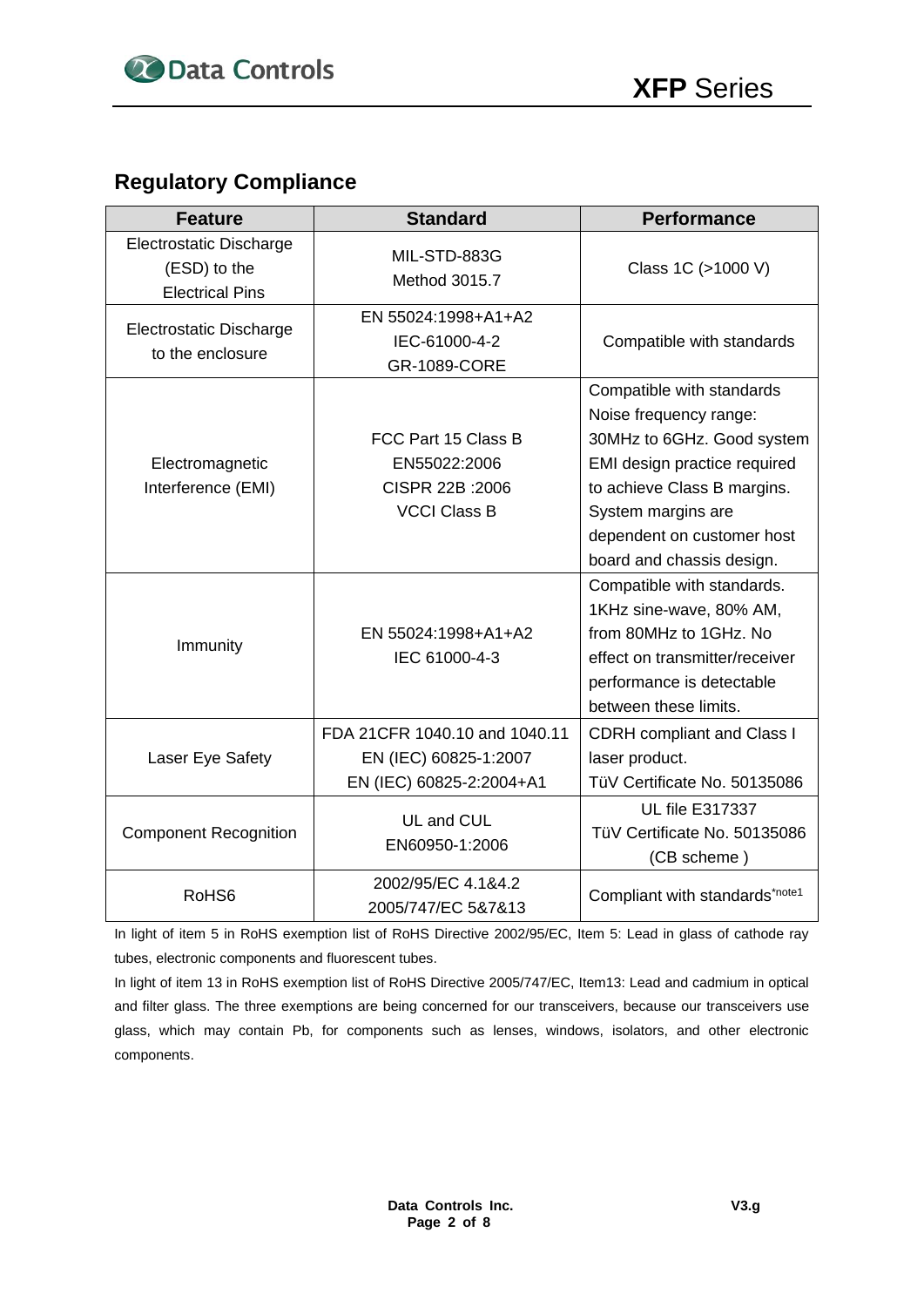## Regulatory Compliance

| Feature | Standard | Performance |
|---|---|---|
| Electrostatic Discharge (ESD) to the Electrical Pins | MIL-STD-883G Method 3015.7 | Class 1C (>1000 V) |
| Electrostatic Discharge to the enclosure | EN 55024:1998+A1+A2 IEC-61000-4-2 GR-1089-CORE | Compatible with standards |
| Electromagnetic Interference (EMI) | FCC Part 15 Class B EN55022:2006 CISPR 22B :2006 VCCI Class B | Compatible with standards Noise frequency range: 30MHz to 6GHz. Good system EMI design practice required to achieve Class B margins. System margins are dependent on customer host board and chassis design. |
| Immunity | EN 55024:1998+A1+A2 IEC 61000-4-3 | Compatible with standards. 1KHz sine-wave, 80% AM, from 80MHz to 1GHz. No effect on transmitter/receiver performance is detectable between these limits. |
| Laser Eye Safety | FDA 21CFR 1040.10 and 1040.11 EN (IEC) 60825-1:2007 EN (IEC) 60825-2:2004+A1 | CDRH compliant and Class I laser product. TüV Certificate No. 50135086 |
| Component Recognition | UL and CUL EN60950-1:2006 | UL file E317337 TüV Certificate No. 50135086 (CB scheme ) |
| RoHS6 | 2002/95/EC 4.1&4.2 2005/747/EC 5&7&13 | Compliant with standards*note1 |

In light of item 5 in RoHS exemption list of RoHS Directive 2002/95/EC, Item 5: Lead in glass of cathode ray tubes, electronic components and fluorescent tubes.

In light of item 13 in RoHS exemption list of RoHS Directive 2005/747/EC, Item13: Lead and cadmium in optical and filter glass. The three exemptions are being concerned for our transceivers, because our transceivers use glass, which may contain Pb, for components such as lenses, windows, isolators, and other electronic components.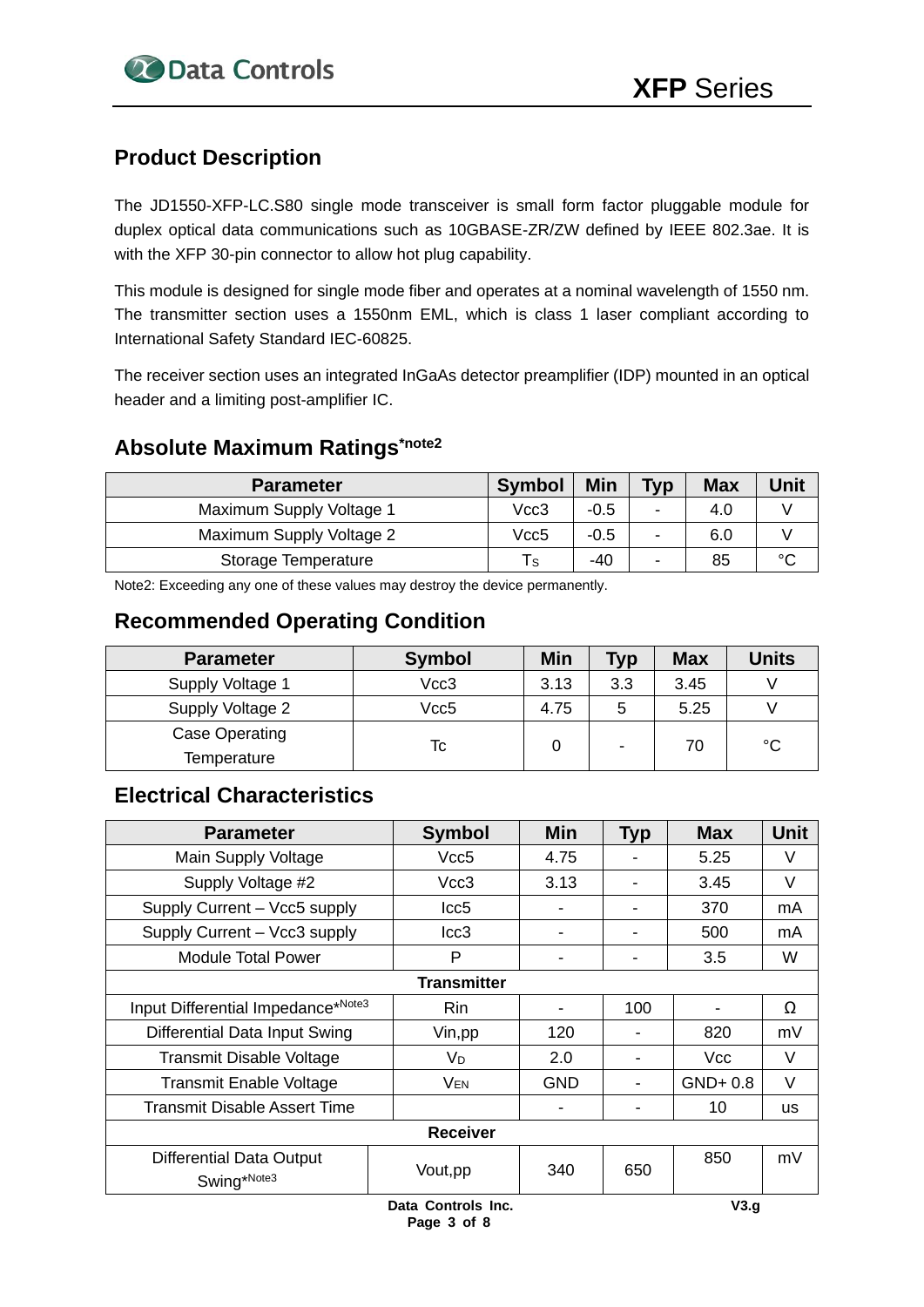## Product Description

The JD1550-XFP-LC.S80 single mode transceiver is small form factor pluggable module for duplex optical data communications such as 10GBASE-ZR/ZW defined by IEEE 802.3ae. It is with the XFP 30-pin connector to allow hot plug capability.

This module is designed for single mode fiber and operates at a nominal wavelength of 1550 nm. The transmitter section uses a 1550nm EML, which is class 1 laser compliant according to International Safety Standard IEC-60825.

The receiver section uses an integrated InGaAs detector preamplifier (IDP) mounted in an optical header and a limiting post-amplifier IC.

## Absolute Maximum Ratings*note2

| Parameter | Symbol | Min | Typ | Max | Unit |
|---|---|---|---|---|---|
| Maximum Supply Voltage 1 | Vcc3 | -0.5 | - | 4.0 | V |
| Maximum Supply Voltage 2 | Vcc5 | -0.5 | - | 6.0 | V |
| Storage Temperature | $T_S$ | -40 | - | 85 | °C |

Note2: Exceeding any one of these values may destroy the device permanently.

## Recommended Operating Condition

| Parameter | Symbol | Min | Typ | Max | Units |
|---|---|---|---|---|---|
| Supply Voltage 1 | Vcc3 | 3.13 | 3.3 | 3.45 | V |
| Supply Voltage 2 | Vcc5 | 4.75 | 5 | 5.25 | V |
| Case Operating Temperature | Tc | 0 | - | 70 | °C |

## Electrical Characteristics

| Parameter | Symbol | Min | Typ | Max | Unit |
|---|---|---|---|---|---|
| Main Supply Voltage | Vcc5 | 4.75 | - | 5.25 | V |
| Supply Voltage #2 | Vcc3 | 3.13 | - | 3.45 | V |
| Supply Current – Vcc5 supply | Icc5 | - | - | 370 | mA |
| Supply Current – Vcc3 supply | Icc3 | - | - | 500 | mA |
| Module Total Power | P | - | - | 3.5 | W |
| **Transmitter** | | | | | |
| Input Differential Impedance*Note3 | Rin | - | 100 | - | Ω |
| Differential Data Input Swing | Vin,pp | 120 | - | 820 | mV |
| Transmit Disable Voltage | $V_D$ | 2.0 | - | Vcc | V |
| Transmit Enable Voltage | $V_{EN}$ | GND | - | GND+ 0.8 | V |
| Transmit Disable Assert Time | | - | - | 10 | us |
| **Receiver** | | | | | |
| Differential Data Output Swing*Note3 | Vout,pp | 340 | 650 | 850 | mV |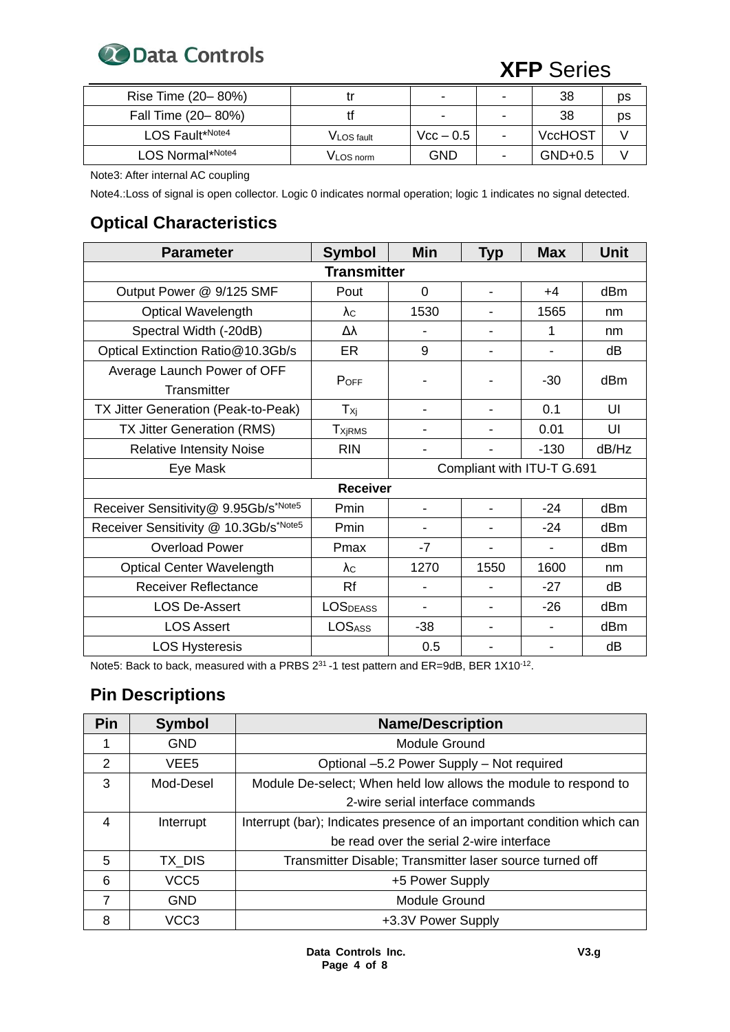| Rise Time (20– 80%) | tr | - | - | 38 | ps |
|---|---|---|---|---|---|
| Fall Time (20– 80%) | tf | - | - | 38 | ps |
| LOS Fault*Note4 | $V_{LOS\ fault}$ | Vcc – 0.5 | - | VccHOST | V |
| LOS Normal*Note4 | $V_{LOS\ norm}$ | GND | - | GND+0.5 | V |

Note3: After internal AC coupling

Note4.:Loss of signal is open collector. Logic 0 indicates normal operation; logic 1 indicates no signal detected.

## Optical Characteristics

| Parameter | Symbol | Min | Typ | Max | Unit |
|---|---|---|---|---|---|
| **Transmitter** | | | | | |
| Output Power @ 9/125 SMF | Pout | 0 | - | +4 | dBm |
| Optical Wavelength | $\lambda_C$ | 1530 | - | 1565 | nm |
| Spectral Width (-20dB) | Δλ | - | - | 1 | nm |
| Optical Extinction Ratio@10.3Gb/s | ER | 9 | - | - | dB |
| Average Launch Power of OFF Transmitter | $P_{OFF}$ | - | - | -30 | dBm |
| TX Jitter Generation (Peak-to-Peak) | $T_{Xj}$ | - | - | 0.1 | UI |
| TX Jitter Generation (RMS) | $T_{XjRMS}$ | - | - | 0.01 | UI |
| Relative Intensity Noise | RIN | - | - | -130 | dB/Hz |
| Eye Mask | | Compliant with ITU-T G.691 | | | |
| **Receiver** | | | | | |
| Receiver Sensitivity@ 9.95Gb/s*Note5 | Pmin | - | - | -24 | dBm |
| Receiver Sensitivity @ 10.3Gb/s*Note5 | Pmin | - | - | -24 | dBm |
| Overload Power | Pmax | -7 | - | - | dBm |
| Optical Center Wavelength | $\lambda_C$ | 1270 | 1550 | 1600 | nm |
| Receiver Reflectance | Rf | - | - | -27 | dB |
| LOS De-Assert | $LOS_{DEASS}$ | - | - | -26 | dBm |
| LOS Assert | $LOS_{ASS}$ | -38 | - | - | dBm |
| LOS Hysteresis | | 0.5 | - | - | dB |

Note5: Back to back, measured with a PRBS $2^{31}$ -1 test pattern and ER=9dB, BER $1X10^{-12}$.

## Pin Descriptions

| Pin | Symbol | Name/Description |
|---|---|---|
| 1 | GND | Module Ground |
| 2 | VEE5 | Optional –5.2 Power Supply – Not required |
| 3 | Mod-Desel | Module De-select; When held low allows the module to respond to 2-wire serial interface commands |
| 4 | Interrupt | Interrupt (bar); Indicates presence of an important condition which can be read over the serial 2-wire interface |
| 5 | TX_DIS | Transmitter Disable; Transmitter laser source turned off |
| 6 | VCC5 | +5 Power Supply |
| 7 | GND | Module Ground |
| 8 | VCC3 | +3.3V Power Supply |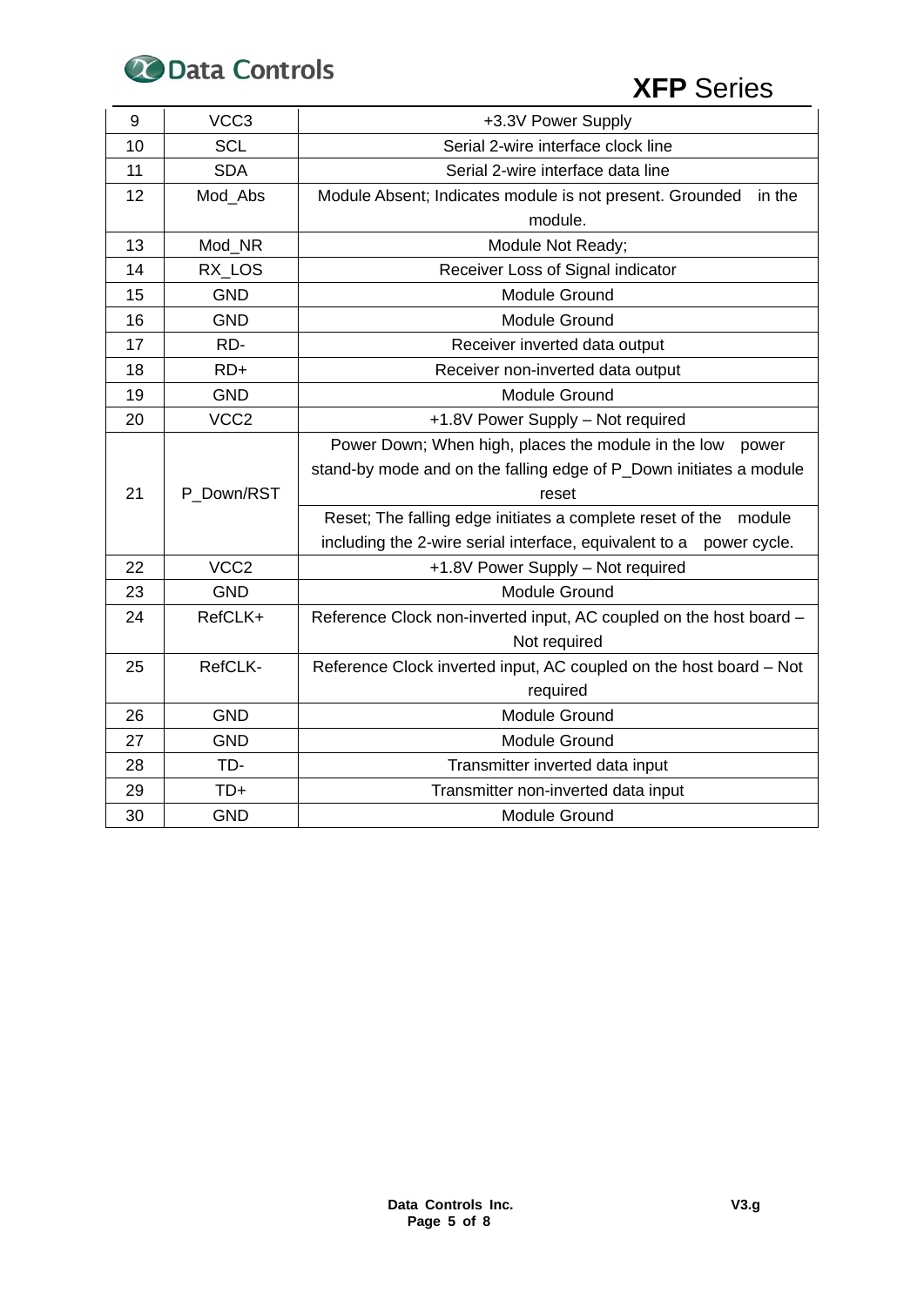| 9 | VCC3 | +3.3V Power Supply |
|---|---|---|
| 10 | SCL | Serial 2-wire interface clock line |
| 11 | SDA | Serial 2-wire interface data line |
| 12 | Mod_Abs | Module Absent; Indicates module is not present. Grounded in the module. |
| 13 | Mod_NR | Module Not Ready; |
| 14 | RX_LOS | Receiver Loss of Signal indicator |
| 15 | GND | Module Ground |
| 16 | GND | Module Ground |
| 17 | RD- | Receiver inverted data output |
| 18 | RD+ | Receiver non-inverted data output |
| 19 | GND | Module Ground |
| 20 | VCC2 | +1.8V Power Supply – Not required |
| 21 | P_Down/RST | Power Down; When high, places the module in the low power stand-by mode and on the falling edge of P_Down initiates a module reset |
| | | Reset; The falling edge initiates a complete reset of the module including the 2-wire serial interface, equivalent to a power cycle. |
| 22 | VCC2 | +1.8V Power Supply – Not required |
| 23 | GND | Module Ground |
| 24 | RefCLK+ | Reference Clock non-inverted input, AC coupled on the host board – Not required |
| 25 | RefCLK- | Reference Clock inverted input, AC coupled on the host board – Not required |
| 26 | GND | Module Ground |
| 27 | GND | Module Ground |
| 28 | TD- | Transmitter inverted data input |
| 29 | TD+ | Transmitter non-inverted data input |
| 30 | GND | Module Ground |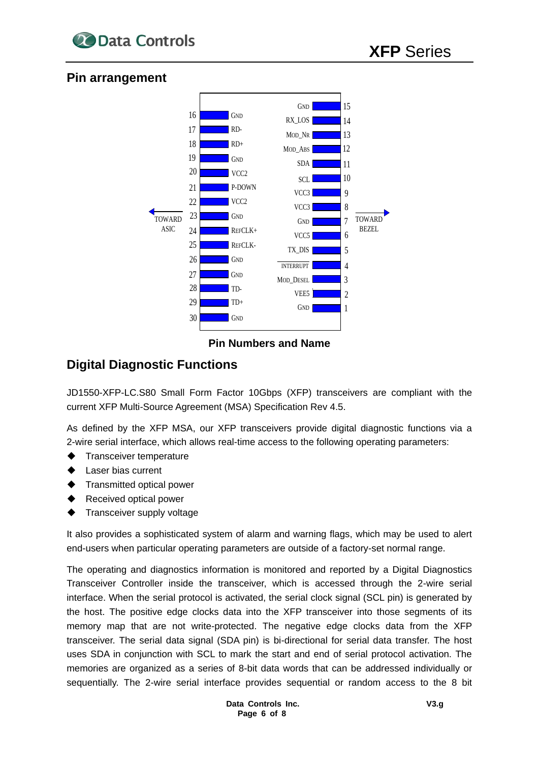## Pin arrangement

| Pin | Name | Pin | Name |
|---|---|---|---|
| 16 | GND | 15 | GND |
| 17 | RD- | 14 | RX_LOS |
| 18 | RD+ | 13 | MOD_NR |
| 19 | GND | 12 | MOD_ABS |
| 20 | VCC2 | 11 | SDA |
| 21 | P-DOWN | 10 | SCL |
| 22 | VCC2 | 9 | VCC3 |
| 23 | GND | 8 | VCC3 |
| 24 | REFCLK+ | 7 | GND |
| 25 | REFCLK- | 6 | VCC5 |
| 26 | GND | 5 | TX_DIS |
| 27 | GND | 4 | INTERRUPT |
| 28 | TD- | 3 | MOD_DESEL |
| 29 | TD+ | 2 | VEE5 |
| 30 | GND | 1 | GND |

TOWARD ASIC (pins 16–30 side) / TOWARD BEZEL (pins 1–15 side)

**Pin Numbers and Name**

## Digital Diagnostic Functions

JD1550-XFP-LC.S80 Small Form Factor 10Gbps (XFP) transceivers are compliant with the current XFP Multi-Source Agreement (MSA) Specification Rev 4.5.

As defined by the XFP MSA, our XFP transceivers provide digital diagnostic functions via a 2-wire serial interface, which allows real-time access to the following operating parameters:

- Transceiver temperature
- Laser bias current
- Transmitted optical power
- Received optical power
- Transceiver supply voltage

It also provides a sophisticated system of alarm and warning flags, which may be used to alert end-users when particular operating parameters are outside of a factory-set normal range.

The operating and diagnostics information is monitored and reported by a Digital Diagnostics Transceiver Controller inside the transceiver, which is accessed through the 2-wire serial interface. When the serial protocol is activated, the serial clock signal (SCL pin) is generated by the host. The positive edge clocks data into the XFP transceiver into those segments of its memory map that are not write-protected. The negative edge clocks data from the XFP transceiver. The serial data signal (SDA pin) is bi-directional for serial data transfer. The host uses SDA in conjunction with SCL to mark the start and end of serial protocol activation. The memories are organized as a series of 8-bit data words that can be addressed individually or sequentially. The 2-wire serial interface provides sequential or random access to the 8 bit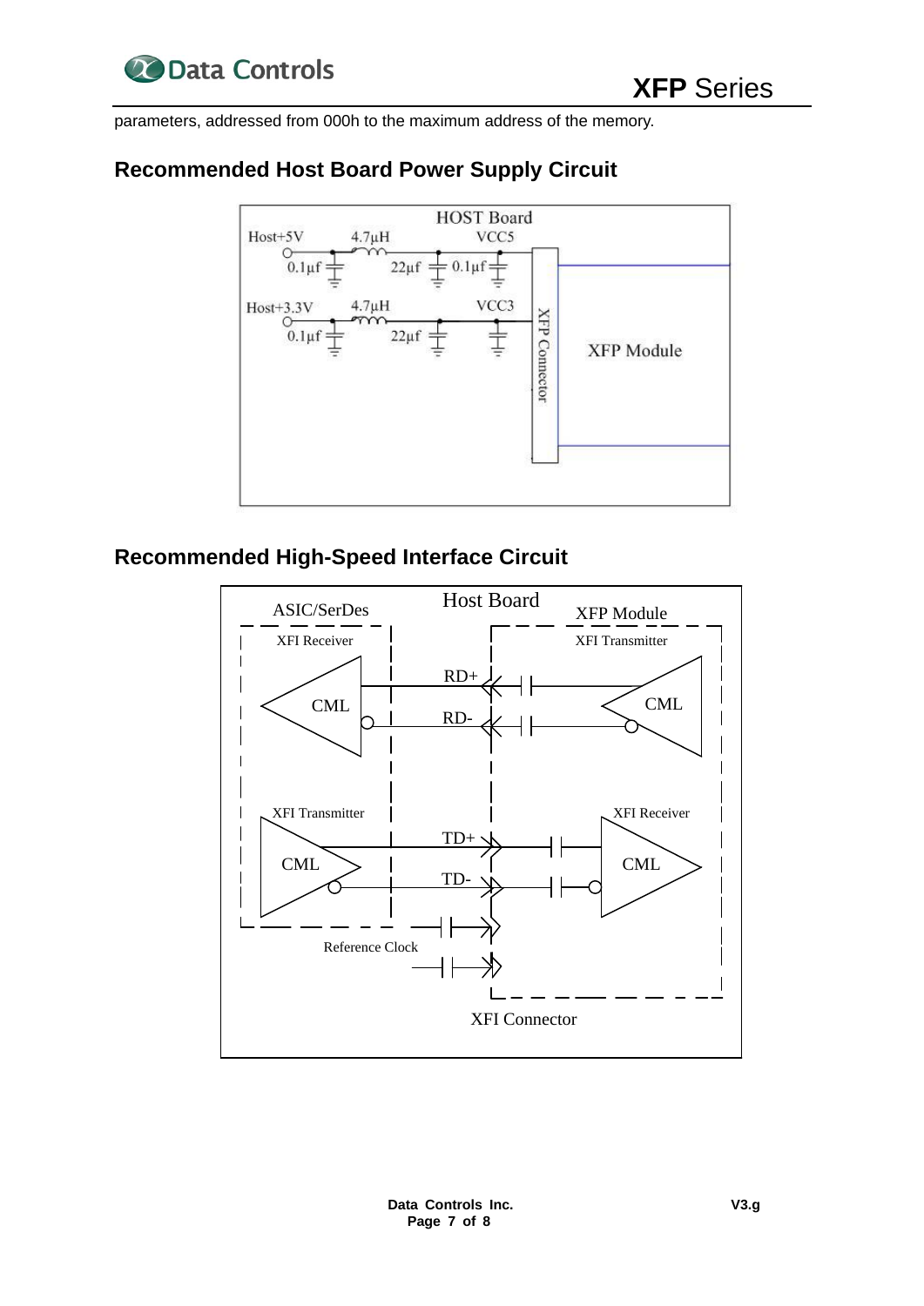parameters, addressed from 000h to the maximum address of the memory.

## Recommended Host Board Power Supply Circuit

HOST Board

Host+5V 4.7µH VCC5

0.1µf 22µf 0.1µf

Host+3.3V 4.7µH VCC3

0.1µf 22µf

XFP Connector

XFP Module

## Recommended High-Speed Interface Circuit

Host Board

ASIC/SerDes

XFP Module

XFI Receiver

XFI Transmitter

CML

RD+

RD-

CML

XFI Transmitter

XFI Receiver

TD+

CML

TD-

CML

Reference Clock

XFI Connector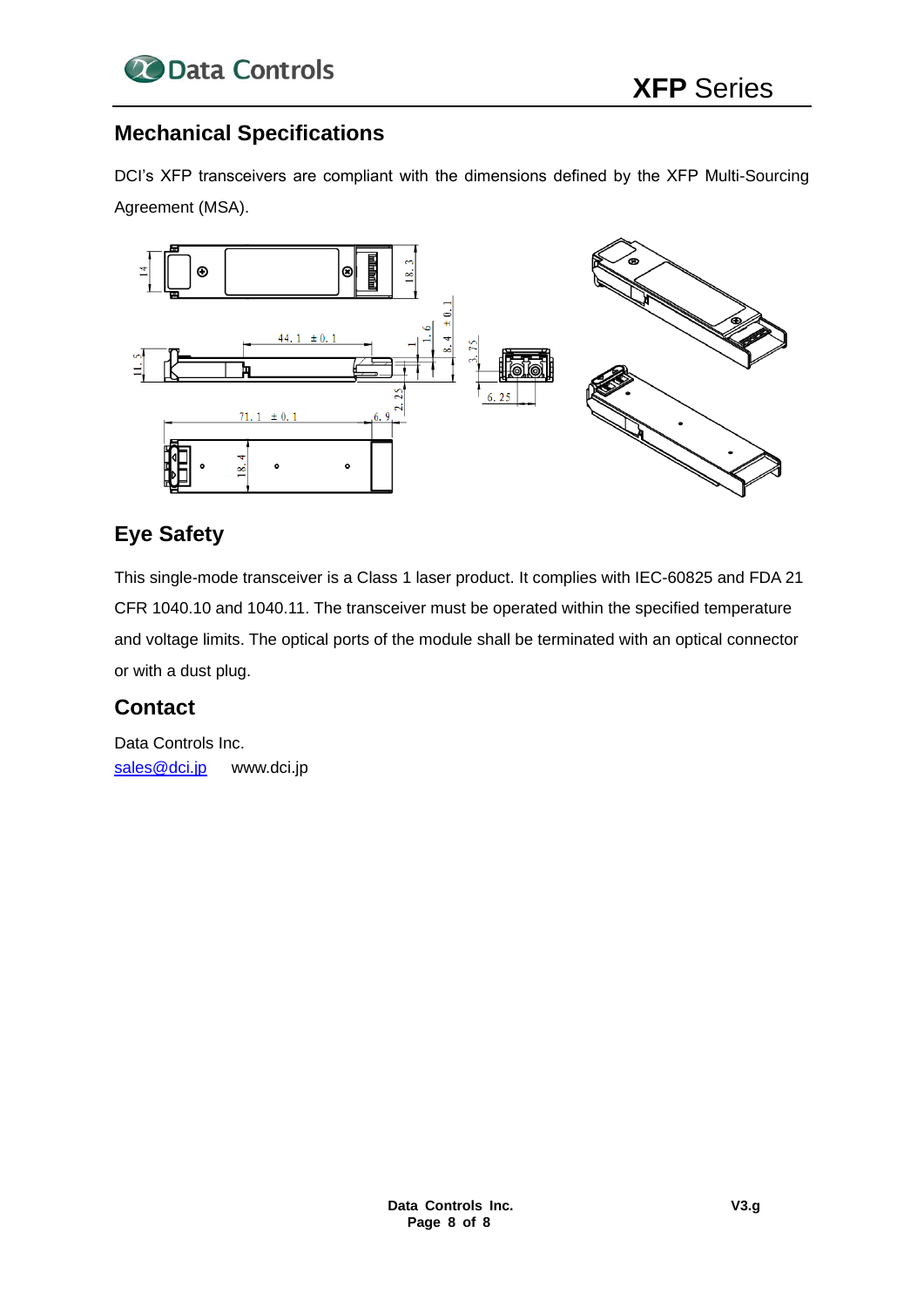## Mechanical Specifications

DCI's XFP transceivers are compliant with the dimensions defined by the XFP Multi-Sourcing Agreement (MSA).

14
18.3
44.1 ±0.1
1.6
8.4 ±0.1
1
11.5
3.75
6.25
2.25
71.1 ±0.1
6.9
18.4

## Eye Safety

This single-mode transceiver is a Class 1 laser product. It complies with IEC-60825 and FDA 21 CFR 1040.10 and 1040.11. The transceiver must be operated within the specified temperature and voltage limits. The optical ports of the module shall be terminated with an optical connector or with a dust plug.

## Contact

Data Controls Inc.
sales@dci.jp www.dci.jp